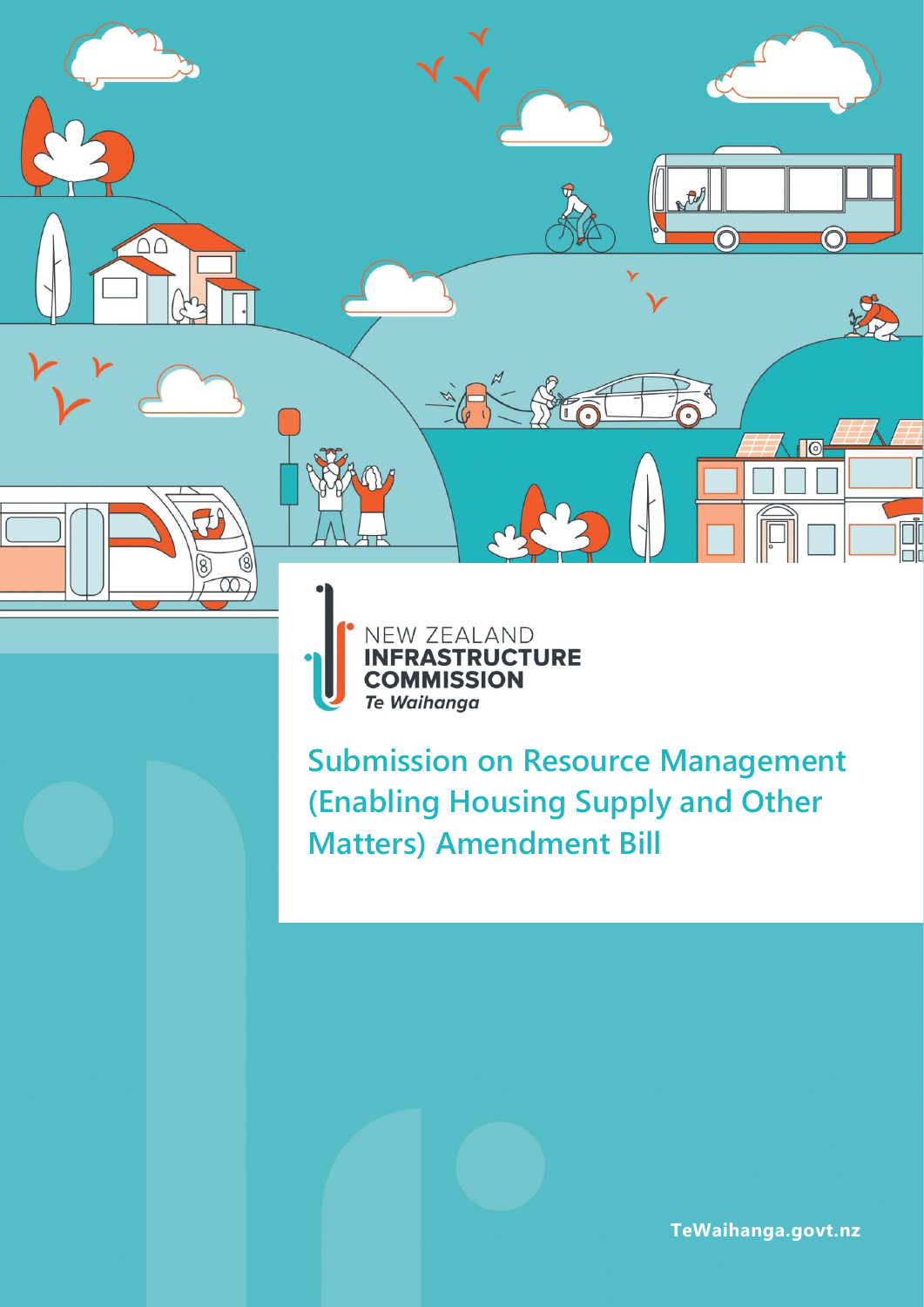NEW ZEALAND
**INFRASTRUCTURE COMMISSION**
*Te Waihanga*

# Submission on Resource Management (Enabling Housing Supply and Other Matters) Amendment Bill

TeWaihanga.govt.nz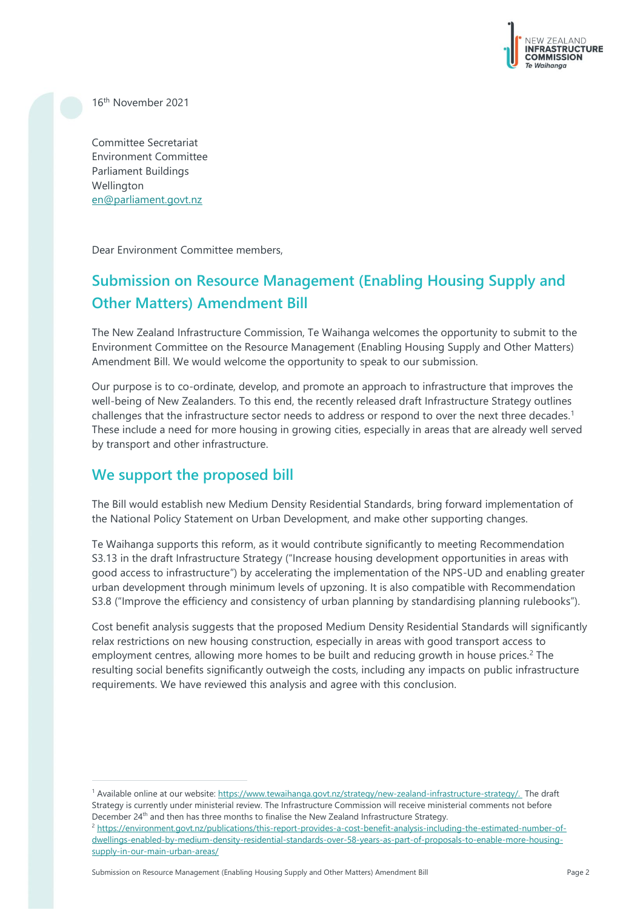16th November 2021

Committee Secretariat
Environment Committee
Parliament Buildings
Wellington
en@parliament.govt.nz

Dear Environment Committee members,

## Submission on Resource Management (Enabling Housing Supply and Other Matters) Amendment Bill

The New Zealand Infrastructure Commission, Te Waihanga welcomes the opportunity to submit to the Environment Committee on the Resource Management (Enabling Housing Supply and Other Matters) Amendment Bill. We would welcome the opportunity to speak to our submission.

Our purpose is to co-ordinate, develop, and promote an approach to infrastructure that improves the well-being of New Zealanders. To this end, the recently released draft Infrastructure Strategy outlines challenges that the infrastructure sector needs to address or respond to over the next three decades.[1] These include a need for more housing in growing cities, especially in areas that are already well served by transport and other infrastructure.

## We support the proposed bill

The Bill would establish new Medium Density Residential Standards, bring forward implementation of the National Policy Statement on Urban Development, and make other supporting changes.

Te Waihanga supports this reform, as it would contribute significantly to meeting Recommendation S3.13 in the draft Infrastructure Strategy ("Increase housing development opportunities in areas with good access to infrastructure") by accelerating the implementation of the NPS-UD and enabling greater urban development through minimum levels of upzoning. It is also compatible with Recommendation S3.8 ("Improve the efficiency and consistency of urban planning by standardising planning rulebooks").

Cost benefit analysis suggests that the proposed Medium Density Residential Standards will significantly relax restrictions on new housing construction, especially in areas with good transport access to employment centres, allowing more homes to be built and reducing growth in house prices.[2] The resulting social benefits significantly outweigh the costs, including any impacts on public infrastructure requirements. We have reviewed this analysis and agree with this conclusion.

---

[1] Available online at our website: https://www.tewaihanga.govt.nz/strategy/new-zealand-infrastructure-strategy/. The draft Strategy is currently under ministerial review. The Infrastructure Commission will receive ministerial comments not before December 24th and then has three months to finalise the New Zealand Infrastructure Strategy.

[2] https://environment.govt.nz/publications/this-report-provides-a-cost-benefit-analysis-including-the-estimated-number-of-dwellings-enabled-by-medium-density-residential-standards-over-58-years-as-part-of-proposals-to-enable-more-housing-supply-in-our-main-urban-areas/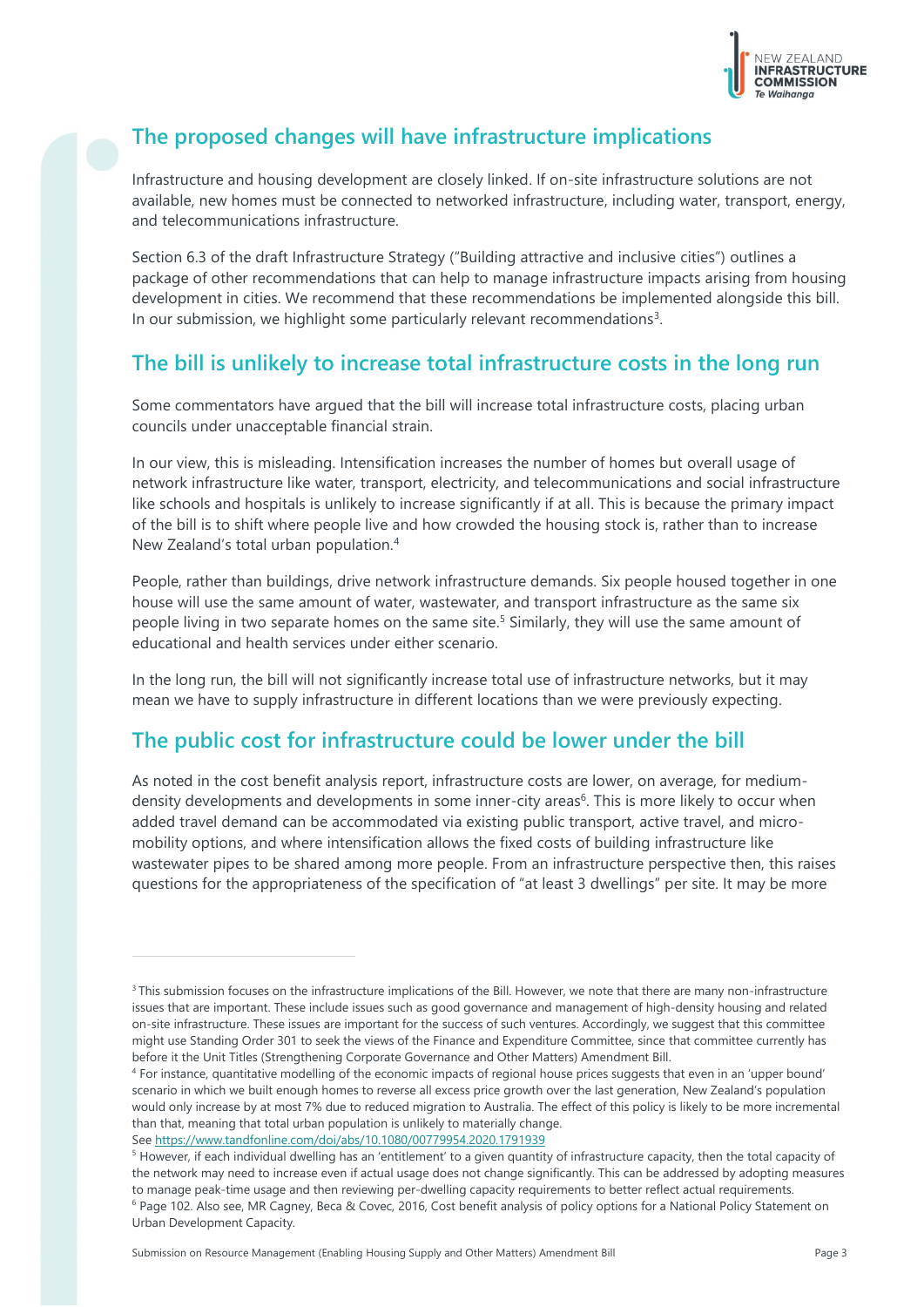## The proposed changes will have infrastructure implications

Infrastructure and housing development are closely linked. If on-site infrastructure solutions are not available, new homes must be connected to networked infrastructure, including water, transport, energy, and telecommunications infrastructure.

Section 6.3 of the draft Infrastructure Strategy ("Building attractive and inclusive cities") outlines a package of other recommendations that can help to manage infrastructure impacts arising from housing development in cities. We recommend that these recommendations be implemented alongside this bill. In our submission, we highlight some particularly relevant recommendations[3].

## The bill is unlikely to increase total infrastructure costs in the long run

Some commentators have argued that the bill will increase total infrastructure costs, placing urban councils under unacceptable financial strain.

In our view, this is misleading. Intensification increases the number of homes but overall usage of network infrastructure like water, transport, electricity, and telecommunications and social infrastructure like schools and hospitals is unlikely to increase significantly if at all. This is because the primary impact of the bill is to shift where people live and how crowded the housing stock is, rather than to increase New Zealand's total urban population.[4]

People, rather than buildings, drive network infrastructure demands. Six people housed together in one house will use the same amount of water, wastewater, and transport infrastructure as the same six people living in two separate homes on the same site.[5] Similarly, they will use the same amount of educational and health services under either scenario.

In the long run, the bill will not significantly increase total use of infrastructure networks, but it may mean we have to supply infrastructure in different locations than we were previously expecting.

## The public cost for infrastructure could be lower under the bill

As noted in the cost benefit analysis report, infrastructure costs are lower, on average, for medium-density developments and developments in some inner-city areas[6]. This is more likely to occur when added travel demand can be accommodated via existing public transport, active travel, and micro-mobility options, and where intensification allows the fixed costs of building infrastructure like wastewater pipes to be shared among more people. From an infrastructure perspective then, this raises questions for the appropriateness of the specification of "at least 3 dwellings" per site. It may be more

---

[3] This submission focuses on the infrastructure implications of the Bill. However, we note that there are many non-infrastructure issues that are important. These include issues such as good governance and management of high-density housing and related on-site infrastructure. These issues are important for the success of such ventures. Accordingly, we suggest that this committee might use Standing Order 301 to seek the views of the Finance and Expenditure Committee, since that committee currently has before it the Unit Titles (Strengthening Corporate Governance and Other Matters) Amendment Bill.

[4] For instance, quantitative modelling of the economic impacts of regional house prices suggests that even in an 'upper bound' scenario in which we built enough homes to reverse all excess price growth over the last generation, New Zealand's population would only increase by at most 7% due to reduced migration to Australia. The effect of this policy is likely to be more incremental than that, meaning that total urban population is unlikely to materially change.
See https://www.tandfonline.com/doi/abs/10.1080/00779954.2020.1791939

[5] However, if each individual dwelling has an 'entitlement' to a given quantity of infrastructure capacity, then the total capacity of the network may need to increase even if actual usage does not change significantly. This can be addressed by adopting measures to manage peak-time usage and then reviewing per-dwelling capacity requirements to better reflect actual requirements.

[6] Page 102. Also see, MR Cagney, Beca & Covec, 2016, Cost benefit analysis of policy options for a National Policy Statement on Urban Development Capacity.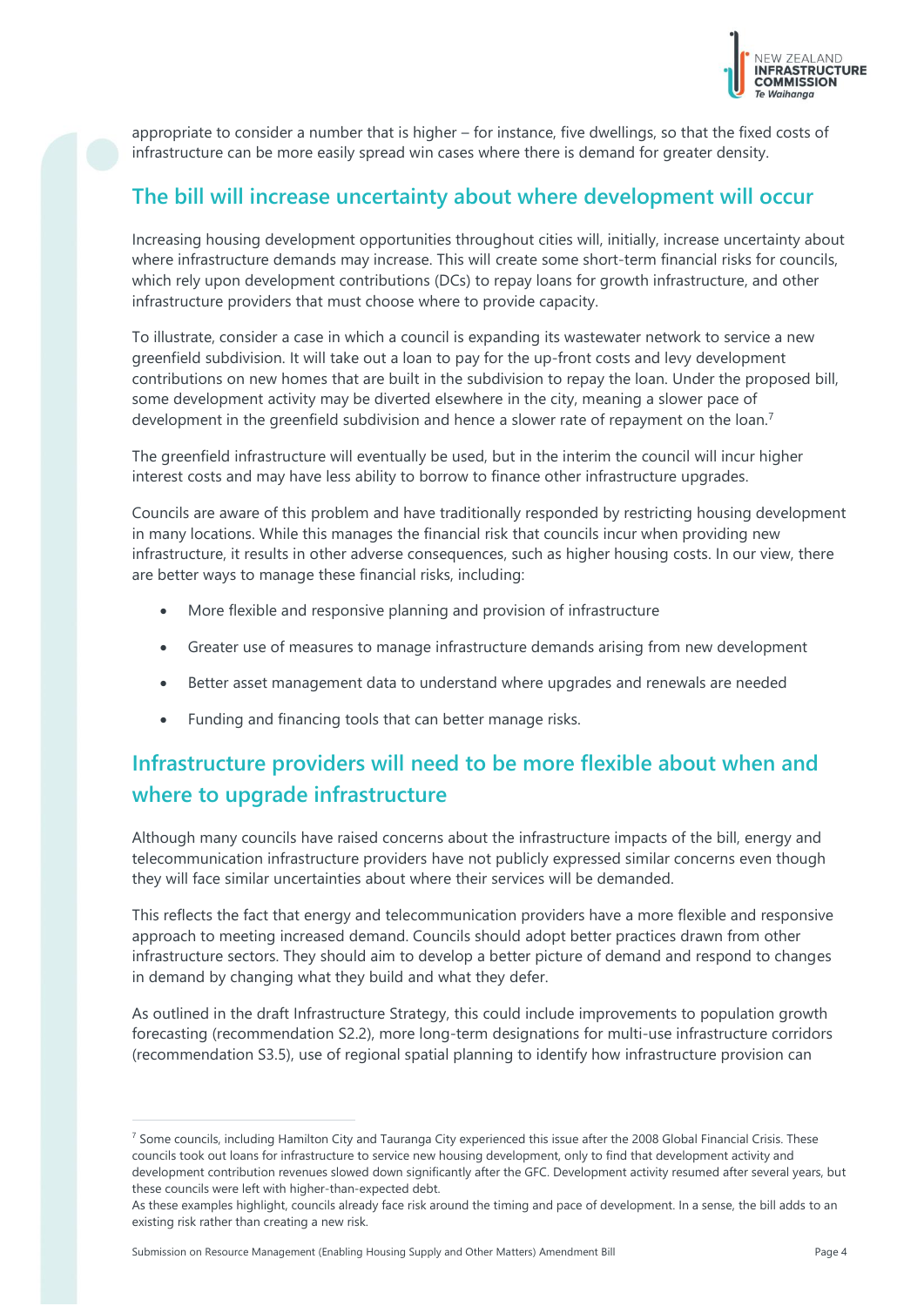appropriate to consider a number that is higher – for instance, five dwellings, so that the fixed costs of infrastructure can be more easily spread win cases where there is demand for greater density.

## The bill will increase uncertainty about where development will occur

Increasing housing development opportunities throughout cities will, initially, increase uncertainty about where infrastructure demands may increase. This will create some short-term financial risks for councils, which rely upon development contributions (DCs) to repay loans for growth infrastructure, and other infrastructure providers that must choose where to provide capacity.

To illustrate, consider a case in which a council is expanding its wastewater network to service a new greenfield subdivision. It will take out a loan to pay for the up-front costs and levy development contributions on new homes that are built in the subdivision to repay the loan. Under the proposed bill, some development activity may be diverted elsewhere in the city, meaning a slower pace of development in the greenfield subdivision and hence a slower rate of repayment on the loan.[7]

The greenfield infrastructure will eventually be used, but in the interim the council will incur higher interest costs and may have less ability to borrow to finance other infrastructure upgrades.

Councils are aware of this problem and have traditionally responded by restricting housing development in many locations. While this manages the financial risk that councils incur when providing new infrastructure, it results in other adverse consequences, such as higher housing costs. In our view, there are better ways to manage these financial risks, including:

- More flexible and responsive planning and provision of infrastructure
- Greater use of measures to manage infrastructure demands arising from new development
- Better asset management data to understand where upgrades and renewals are needed
- Funding and financing tools that can better manage risks.

## Infrastructure providers will need to be more flexible about when and where to upgrade infrastructure

Although many councils have raised concerns about the infrastructure impacts of the bill, energy and telecommunication infrastructure providers have not publicly expressed similar concerns even though they will face similar uncertainties about where their services will be demanded.

This reflects the fact that energy and telecommunication providers have a more flexible and responsive approach to meeting increased demand. Councils should adopt better practices drawn from other infrastructure sectors. They should aim to develop a better picture of demand and respond to changes in demand by changing what they build and what they defer.

As outlined in the draft Infrastructure Strategy, this could include improvements to population growth forecasting (recommendation S2.2), more long-term designations for multi-use infrastructure corridors (recommendation S3.5), use of regional spatial planning to identify how infrastructure provision can

---

[7] Some councils, including Hamilton City and Tauranga City experienced this issue after the 2008 Global Financial Crisis. These councils took out loans for infrastructure to service new housing development, only to find that development activity and development contribution revenues slowed down significantly after the GFC. Development activity resumed after several years, but these councils were left with higher-than-expected debt.

As these examples highlight, councils already face risk around the timing and pace of development. In a sense, the bill adds to an existing risk rather than creating a new risk.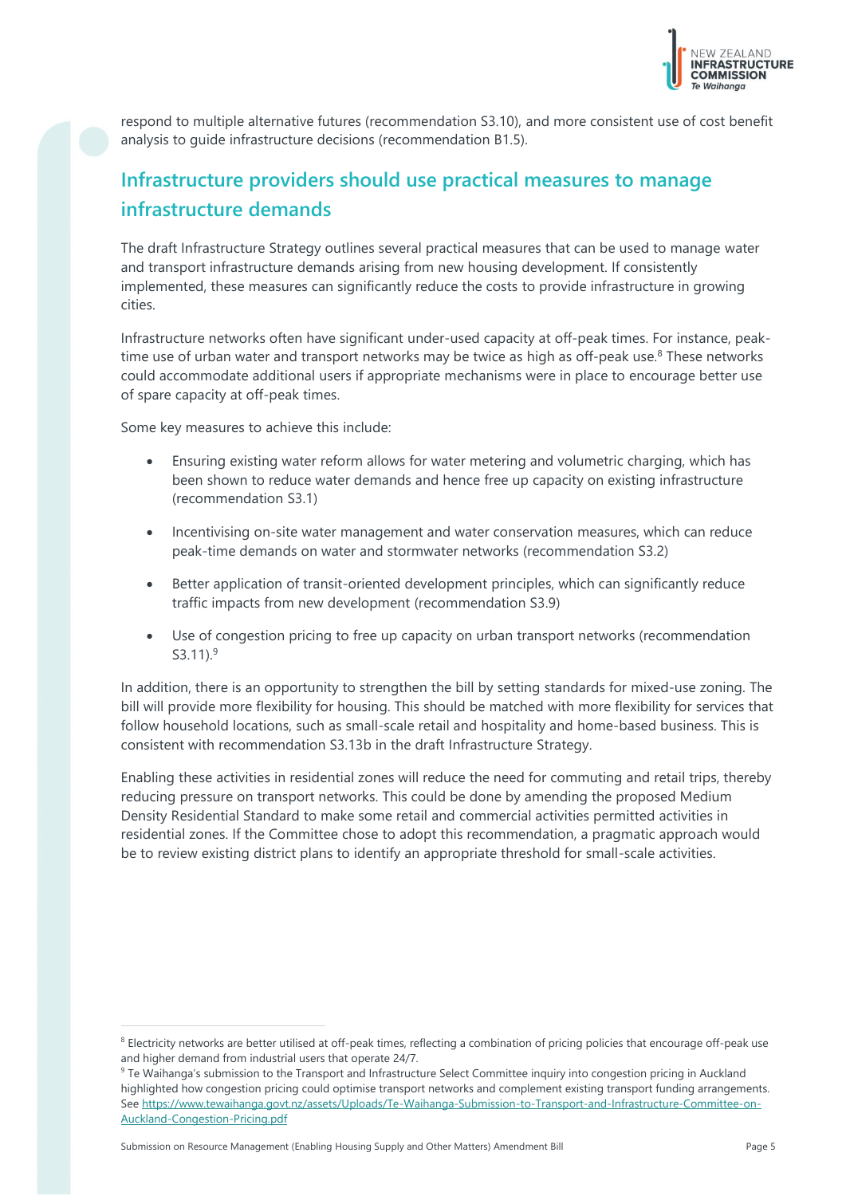respond to multiple alternative futures (recommendation S3.10), and more consistent use of cost benefit analysis to guide infrastructure decisions (recommendation B1.5).

## Infrastructure providers should use practical measures to manage infrastructure demands

The draft Infrastructure Strategy outlines several practical measures that can be used to manage water and transport infrastructure demands arising from new housing development. If consistently implemented, these measures can significantly reduce the costs to provide infrastructure in growing cities.

Infrastructure networks often have significant under-used capacity at off-peak times. For instance, peak-time use of urban water and transport networks may be twice as high as off-peak use.[8] These networks could accommodate additional users if appropriate mechanisms were in place to encourage better use of spare capacity at off-peak times.

Some key measures to achieve this include:

- Ensuring existing water reform allows for water metering and volumetric charging, which has been shown to reduce water demands and hence free up capacity on existing infrastructure (recommendation S3.1)
- Incentivising on-site water management and water conservation measures, which can reduce peak-time demands on water and stormwater networks (recommendation S3.2)
- Better application of transit-oriented development principles, which can significantly reduce traffic impacts from new development (recommendation S3.9)
- Use of congestion pricing to free up capacity on urban transport networks (recommendation S3.11).[9]

In addition, there is an opportunity to strengthen the bill by setting standards for mixed-use zoning. The bill will provide more flexibility for housing. This should be matched with more flexibility for services that follow household locations, such as small-scale retail and hospitality and home-based business. This is consistent with recommendation S3.13b in the draft Infrastructure Strategy.

Enabling these activities in residential zones will reduce the need for commuting and retail trips, thereby reducing pressure on transport networks. This could be done by amending the proposed Medium Density Residential Standard to make some retail and commercial activities permitted activities in residential zones. If the Committee chose to adopt this recommendation, a pragmatic approach would be to review existing district plans to identify an appropriate threshold for small-scale activities.

---

[8] Electricity networks are better utilised at off-peak times, reflecting a combination of pricing policies that encourage off-peak use and higher demand from industrial users that operate 24/7.

[9] Te Waihanga's submission to the Transport and Infrastructure Select Committee inquiry into congestion pricing in Auckland highlighted how congestion pricing could optimise transport networks and complement existing transport funding arrangements. See https://www.tewaihanga.govt.nz/assets/Uploads/Te-Waihanga-Submission-to-Transport-and-Infrastructure-Committee-on-Auckland-Congestion-Pricing.pdf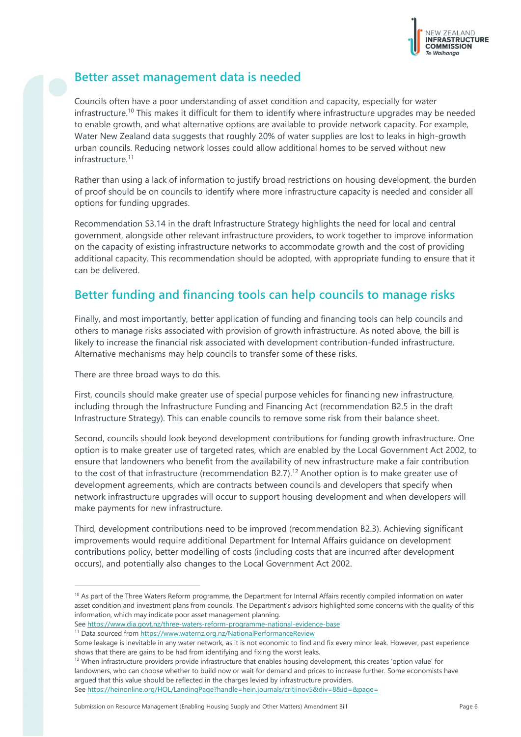## Better asset management data is needed

Councils often have a poor understanding of asset condition and capacity, especially for water infrastructure.[10] This makes it difficult for them to identify where infrastructure upgrades may be needed to enable growth, and what alternative options are available to provide network capacity. For example, Water New Zealand data suggests that roughly 20% of water supplies are lost to leaks in high-growth urban councils. Reducing network losses could allow additional homes to be served without new infrastructure.[11]

Rather than using a lack of information to justify broad restrictions on housing development, the burden of proof should be on councils to identify where more infrastructure capacity is needed and consider all options for funding upgrades.

Recommendation S3.14 in the draft Infrastructure Strategy highlights the need for local and central government, alongside other relevant infrastructure providers, to work together to improve information on the capacity of existing infrastructure networks to accommodate growth and the cost of providing additional capacity. This recommendation should be adopted, with appropriate funding to ensure that it can be delivered.

## Better funding and financing tools can help councils to manage risks

Finally, and most importantly, better application of funding and financing tools can help councils and others to manage risks associated with provision of growth infrastructure. As noted above, the bill is likely to increase the financial risk associated with development contribution-funded infrastructure. Alternative mechanisms may help councils to transfer some of these risks.

There are three broad ways to do this.

First, councils should make greater use of special purpose vehicles for financing new infrastructure, including through the Infrastructure Funding and Financing Act (recommendation B2.5 in the draft Infrastructure Strategy). This can enable councils to remove some risk from their balance sheet.

Second, councils should look beyond development contributions for funding growth infrastructure. One option is to make greater use of targeted rates, which are enabled by the Local Government Act 2002, to ensure that landowners who benefit from the availability of new infrastructure make a fair contribution to the cost of that infrastructure (recommendation B2.7).[12] Another option is to make greater use of development agreements, which are contracts between councils and developers that specify when network infrastructure upgrades will occur to support housing development and when developers will make payments for new infrastructure.

Third, development contributions need to be improved (recommendation B2.3). Achieving significant improvements would require additional Department for Internal Affairs guidance on development contributions policy, better modelling of costs (including costs that are incurred after development occurs), and potentially also changes to the Local Government Act 2002.

---

[10] As part of the Three Waters Reform programme, the Department for Internal Affairs recently compiled information on water asset condition and investment plans from councils. The Department's advisors highlighted some concerns with the quality of this information, which may indicate poor asset management planning.
See https://www.dia.govt.nz/three-waters-reform-programme-national-evidence-base

[11] Data sourced from https://www.waternz.org.nz/NationalPerformanceReview
Some leakage is inevitable in any water network, as it is not economic to find and fix every minor leak. However, past experience shows that there are gains to be had from identifying and fixing the worst leaks.

[12] When infrastructure providers provide infrastructure that enables housing development, this creates 'option value' for landowners, who can choose whether to build now or wait for demand and prices to increase further. Some economists have argued that this value should be reflected in the charges levied by infrastructure providers.
See https://heinonline.org/HOL/LandingPage?handle=hein.journals/critjinov5&div=8&id=&page=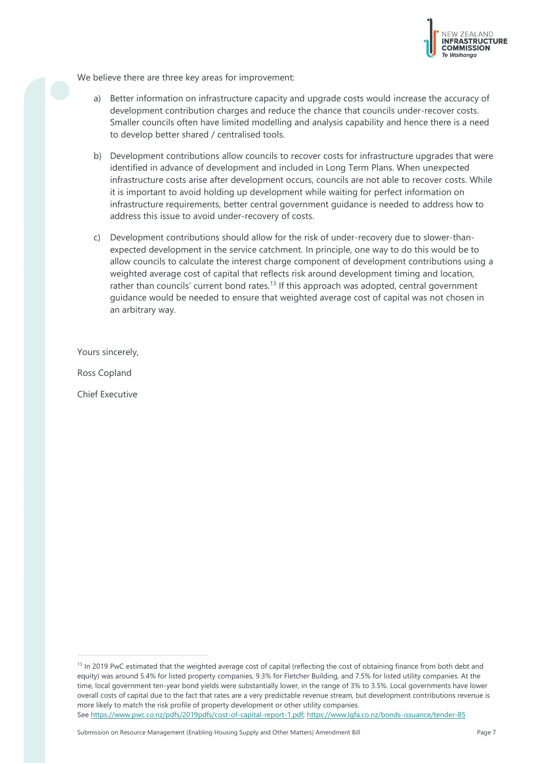We believe there are three key areas for improvement:

a) Better information on infrastructure capacity and upgrade costs would increase the accuracy of development contribution charges and reduce the chance that councils under-recover costs. Smaller councils often have limited modelling and analysis capability and hence there is a need to develop better shared / centralised tools.

b) Development contributions allow councils to recover costs for infrastructure upgrades that were identified in advance of development and included in Long Term Plans. When unexpected infrastructure costs arise after development occurs, councils are not able to recover costs. While it is important to avoid holding up development while waiting for perfect information on infrastructure requirements, better central government guidance is needed to address how to address this issue to avoid under-recovery of costs.

c) Development contributions should allow for the risk of under-recovery due to slower-than-expected development in the service catchment. In principle, one way to do this would be to allow councils to calculate the interest charge component of development contributions using a weighted average cost of capital that reflects risk around development timing and location, rather than councils' current bond rates.[13] If this approach was adopted, central government guidance would be needed to ensure that weighted average cost of capital was not chosen in an arbitrary way.

Yours sincerely,

Ross Copland

Chief Executive

---

[13] In 2019 PwC estimated that the weighted average cost of capital (reflecting the cost of obtaining finance from both debt and equity) was around 5.4% for listed property companies, 9.3% for Fletcher Building, and 7.5% for listed utility companies. At the time, local government ten-year bond yields were substantially lower, in the range of 3% to 3.5%. Local governments have lower overall costs of capital due to the fact that rates are a very predictable revenue stream, but development contributions revenue is more likely to match the risk profile of property development or other utility companies. See https://www.pwc.co.nz/pdfs/2019pdfs/cost-of-capital-report-1.pdf; https://www.lgfa.co.nz/bonds-issuance/tender-85